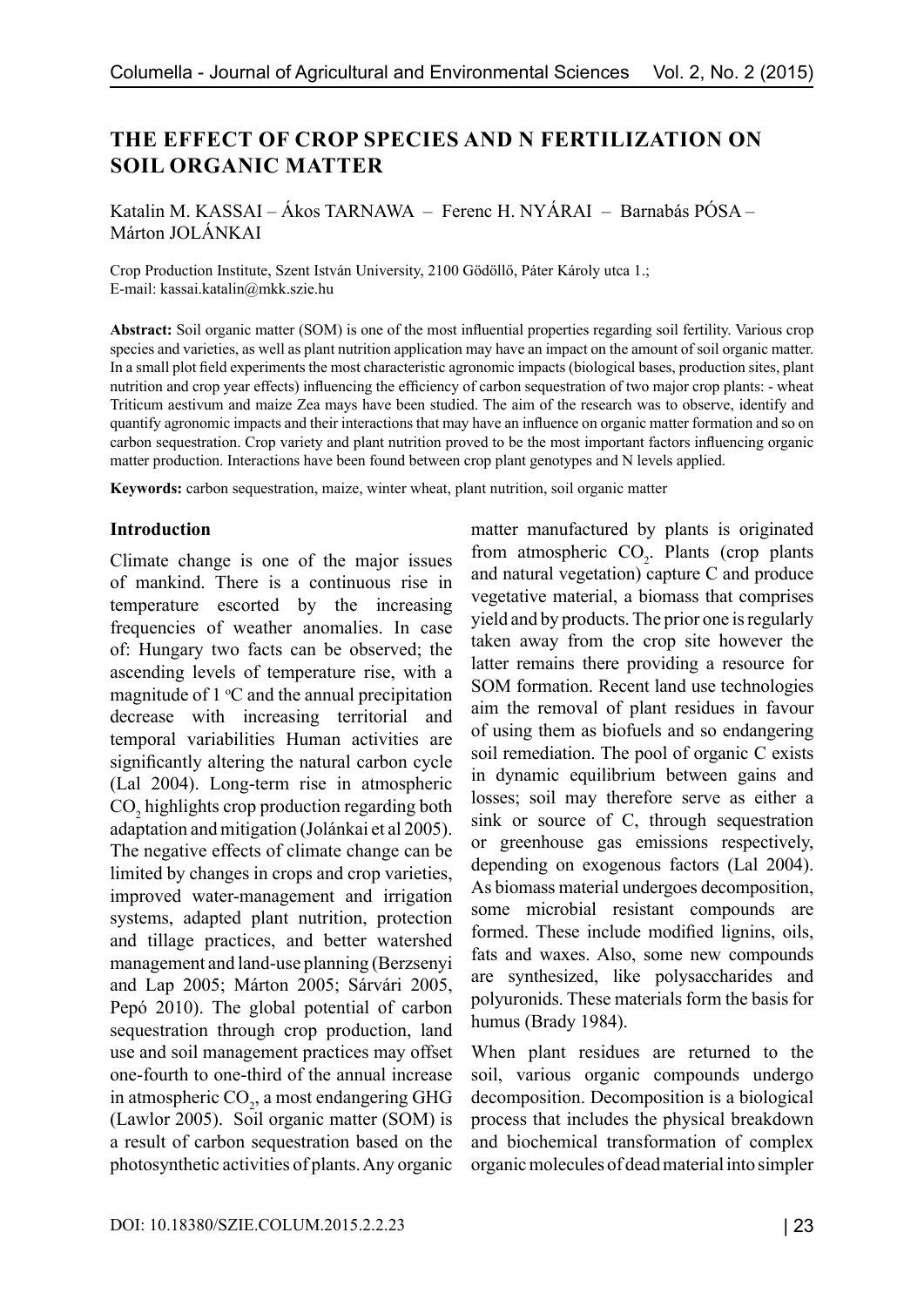# THE EFFECT OF CROP SPECIES AND N FERTILIZATION ON SOIL ORGANIC MATTER

Katalin M. KASSAI – Ákos TARNAWA – Ferenc H. NYÁRAI – Barnabás PÓSA – Márton JOLÁNKAI

Crop Production Institute, Szent István University, 2100 Gödöllő, Páter Károly utca 1.; E-mail: kassai.katalin@mkk.szie.hu

**Abstract:** Soil organic matter (SOM) is one of the most influential properties regarding soil fertility. Various crop species and varieties, as well as plant nutrition application may have an impact on the amount of soil organic matter. In a small plot field experiments the most characteristic agronomic impacts (biological bases, production sites, plant nutrition and crop year effects) influencing the efficiency of carbon sequestration of two major crop plants: - wheat Triticum aestivum and maize Zea mays have been studied. The aim of the research was to observe, identify and quantify agronomic impacts and their interactions that may have an influence on organic matter formation and so on carbon sequestration. Crop variety and plant nutrition proved to be the most important factors influencing organic matter production. Interactions have been found between crop plant genotypes and N levels applied.

**Keywords:** carbon sequestration, maize, winter wheat, plant nutrition, soil organic matter

## Introduction

Climate change is one of the major issues of mankind. There is a continuous rise in temperature escorted by the increasing frequencies of weather anomalies. In case of: Hungary two facts can be observed; the ascending levels of temperature rise, with a magnitude of 1 °C and the annual precipitation decrease with increasing territorial and temporal variabilities Human activities are significantly altering the natural carbon cycle (Lal 2004). Long-term rise in atmospheric $CO_2$ highlights crop production regarding both adaptation and mitigation (Jolánkai et al 2005). The negative effects of climate change can be limited by changes in crops and crop varieties, improved water-management and irrigation systems, adapted plant nutrition, protection and tillage practices, and better watershed management and land-use planning (Berzsenyi and Lap 2005; Márton 2005; Sárvári 2005, Pepó 2010). The global potential of carbon sequestration through crop production, land use and soil management practices may offset one-fourth to one-third of the annual increase in atmospheric $CO_2$, a most endangering GHG (Lawlor 2005). Soil organic matter (SOM) is a result of carbon sequestration based on the photosynthetic activities of plants. Any organic matter manufactured by plants is originated from atmospheric $CO_2$. Plants (crop plants and natural vegetation) capture C and produce vegetative material, a biomass that comprises yield and by products. The prior one is regularly taken away from the crop site however the latter remains there providing a resource for SOM formation. Recent land use technologies aim the removal of plant residues in favour of using them as biofuels and so endangering soil remediation. The pool of organic C exists in dynamic equilibrium between gains and losses; soil may therefore serve as either a sink or source of C, through sequestration or greenhouse gas emissions respectively, depending on exogenous factors (Lal 2004). As biomass material undergoes decomposition, some microbial resistant compounds are formed. These include modified lignins, oils, fats and waxes. Also, some new compounds are synthesized, like polysaccharides and polyuronids. These materials form the basis for humus (Brady 1984).

When plant residues are returned to the soil, various organic compounds undergo decomposition. Decomposition is a biological process that includes the physical breakdown and biochemical transformation of complex organic molecules of dead material into simpler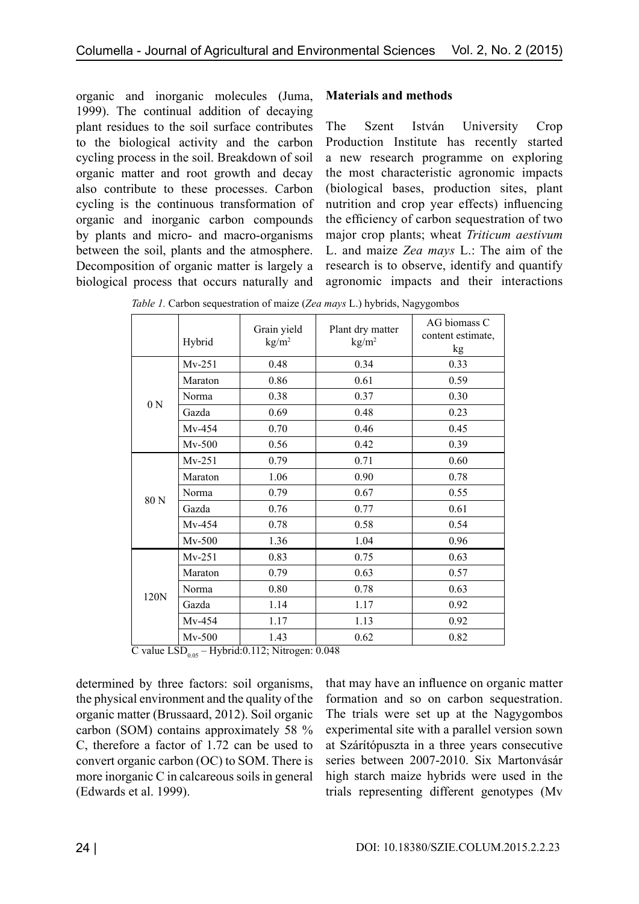organic and inorganic molecules (Juma, 1999). The continual addition of decaying plant residues to the soil surface contributes to the biological activity and the carbon cycling process in the soil. Breakdown of soil organic matter and root growth and decay also contribute to these processes. Carbon cycling is the continuous transformation of organic and inorganic carbon compounds by plants and micro- and macro-organisms between the soil, plants and the atmosphere. Decomposition of organic matter is largely a biological process that occurs naturally and determined by three factors: soil organisms, the physical environment and the quality of the organic matter (Brussaard, 2012). Soil organic carbon (SOM) contains approximately 58 % C, therefore a factor of 1.72 can be used to convert organic carbon (OC) to SOM. There is more inorganic C in calcareous soils in general (Edwards et al. 1999).

## Materials and methods

The Szent István University Crop Production Institute has recently started a new research programme on exploring the most characteristic agronomic impacts (biological bases, production sites, plant nutrition and crop year effects) influencing the efficiency of carbon sequestration of two major crop plants; wheat *Triticum aestivum* L. and maize *Zea mays* L.: The aim of the research is to observe, identify and quantify agronomic impacts and their interactions that may have an influence on organic matter formation and so on carbon sequestration. The trials were set up at the Nagygombos experimental site with a parallel version sown at Szárítópuszta in a three years consecutive series between 2007-2010. Six Martonvásár high starch maize hybrids were used in the trials representing different genotypes (Mv

*Table 1.* Carbon sequestration of maize (*Zea mays* L.) hybrids, Nagygombos

| | Hybrid | Grain yield $kg/m^2$ | Plant dry matter $kg/m^2$ | AG biomass C content estimate, kg |
|---|---|---|---|---|
| 0 N | Mv-251 | 0.48 | 0.34 | 0.33 |
| | Maraton | 0.86 | 0.61 | 0.59 |
| | Norma | 0.38 | 0.37 | 0.30 |
| | Gazda | 0.69 | 0.48 | 0.23 |
| | Mv-454 | 0.70 | 0.46 | 0.45 |
| | Mv-500 | 0.56 | 0.42 | 0.39 |
| 80 N | Mv-251 | 0.79 | 0.71 | 0.60 |
| | Maraton | 1.06 | 0.90 | 0.78 |
| | Norma | 0.79 | 0.67 | 0.55 |
| | Gazda | 0.76 | 0.77 | 0.61 |
| | Mv-454 | 0.78 | 0.58 | 0.54 |
| | Mv-500 | 1.36 | 1.04 | 0.96 |
| 120N | Mv-251 | 0.83 | 0.75 | 0.63 |
| | Maraton | 0.79 | 0.63 | 0.57 |
| | Norma | 0.80 | 0.78 | 0.63 |
| | Gazda | 1.14 | 1.17 | 0.92 |
| | Mv-454 | 1.17 | 1.13 | 0.92 |
| | Mv-500 | 1.43 | 0.62 | 0.82 |

C value $LSD_{0.05}$ – Hybrid:0.112; Nitrogen: 0.048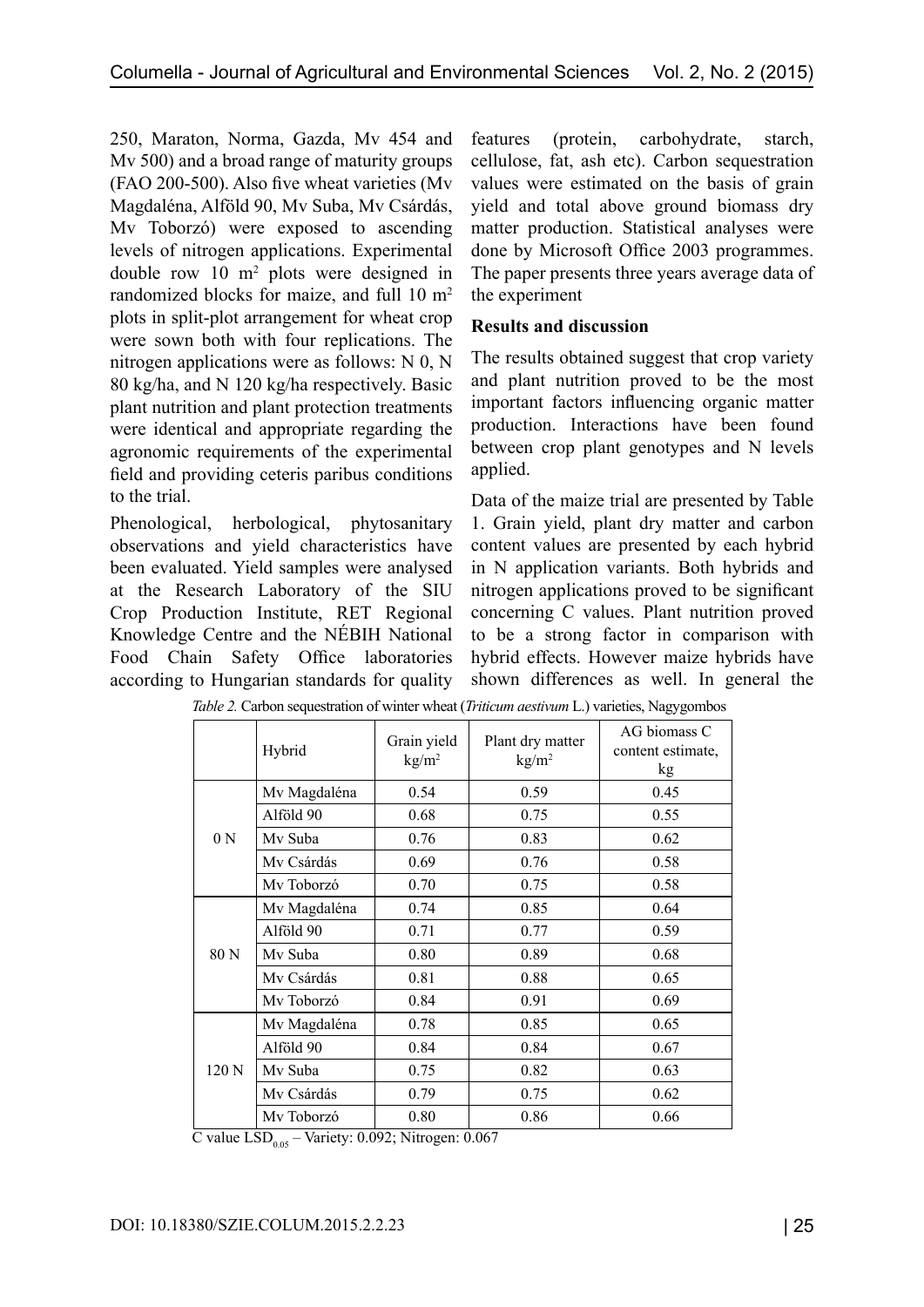250, Maraton, Norma, Gazda, Mv 454 and Mv 500) and a broad range of maturity groups (FAO 200-500). Also five wheat varieties (Mv Magdaléna, Alföld 90, Mv Suba, Mv Csárdás, Mv Toborzó) were exposed to ascending levels of nitrogen applications. Experimental double row 10 $m^2$ plots were designed in randomized blocks for maize, and full 10 $m^2$ plots in split-plot arrangement for wheat crop were sown both with four replications. The nitrogen applications were as follows: N 0, N 80 kg/ha, and N 120 kg/ha respectively. Basic plant nutrition and plant protection treatments were identical and appropriate regarding the agronomic requirements of the experimental field and providing ceteris paribus conditions to the trial.

Phenological, herbological, phytosanitary observations and yield characteristics have been evaluated. Yield samples were analysed at the Research Laboratory of the SIU Crop Production Institute, RET Regional Knowledge Centre and the NÉBIH National Food Chain Safety Office laboratories according to Hungarian standards for quality features (protein, carbohydrate, starch, cellulose, fat, ash etc). Carbon sequestration values were estimated on the basis of grain yield and total above ground biomass dry matter production. Statistical analyses were done by Microsoft Office 2003 programmes. The paper presents three years average data of the experiment

**Results and discussion**

The results obtained suggest that crop variety and plant nutrition proved to be the most important factors influencing organic matter production. Interactions have been found between crop plant genotypes and N levels applied.

Data of the maize trial are presented by Table 1. Grain yield, plant dry matter and carbon content values are presented by each hybrid in N application variants. Both hybrids and nitrogen applications proved to be significant concerning C values. Plant nutrition proved to be a strong factor in comparison with hybrid effects. However maize hybrids have shown differences as well. In general the

*Table 2.* Carbon sequestration of winter wheat (*Triticum aestivum* L.) varieties, Nagygombos

| | Hybrid | Grain yield $kg/m^2$ | Plant dry matter $kg/m^2$ | AG biomass C content estimate, kg |
|---|---|---|---|---|
| 0 N | Mv Magdaléna | 0.54 | 0.59 | 0.45 |
| | Alföld 90 | 0.68 | 0.75 | 0.55 |
| | Mv Suba | 0.76 | 0.83 | 0.62 |
| | Mv Csárdás | 0.69 | 0.76 | 0.58 |
| | Mv Toborzó | 0.70 | 0.75 | 0.58 |
| 80 N | Mv Magdaléna | 0.74 | 0.85 | 0.64 |
| | Alföld 90 | 0.71 | 0.77 | 0.59 |
| | Mv Suba | 0.80 | 0.89 | 0.68 |
| | Mv Csárdás | 0.81 | 0.88 | 0.65 |
| | Mv Toborzó | 0.84 | 0.91 | 0.69 |
| 120 N | Mv Magdaléna | 0.78 | 0.85 | 0.65 |
| | Alföld 90 | 0.84 | 0.84 | 0.67 |
| | Mv Suba | 0.75 | 0.82 | 0.63 |
| | Mv Csárdás | 0.79 | 0.75 | 0.62 |
| | Mv Toborzó | 0.80 | 0.86 | 0.66 |

C value $LSD_{0.05}$ – Variety: 0.092; Nitrogen: 0.067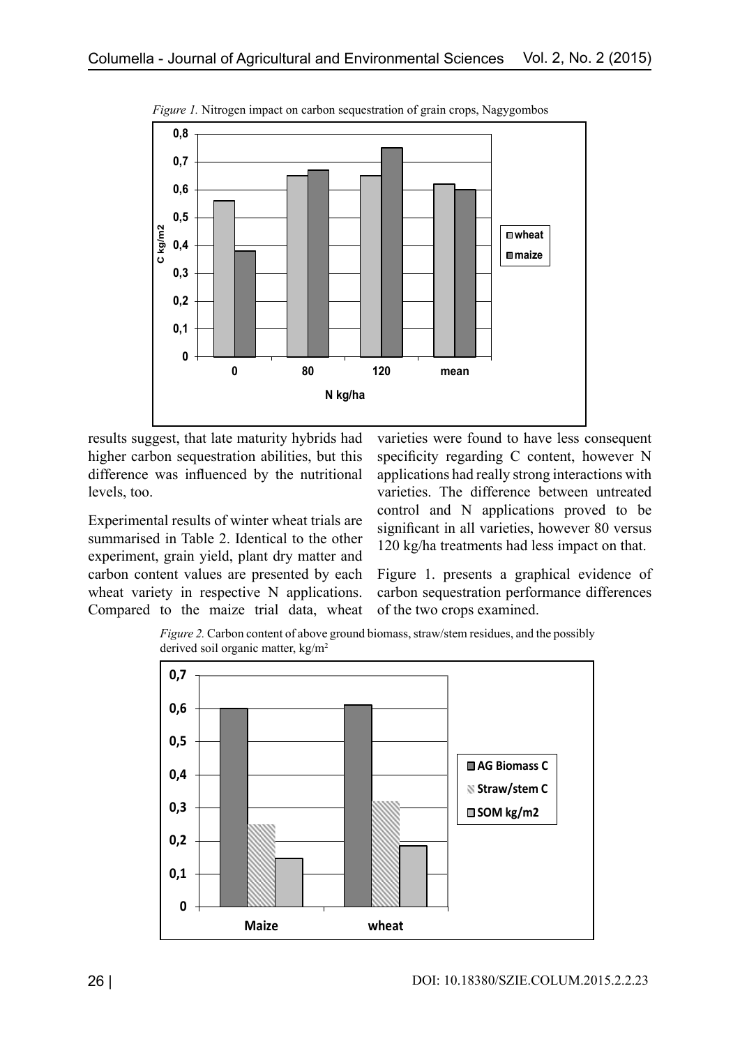*Figure 1.* Nitrogen impact on carbon sequestration of grain crops, Nagygombos

results suggest, that late maturity hybrids had higher carbon sequestration abilities, but this difference was influenced by the nutritional levels, too.

Experimental results of winter wheat trials are summarised in Table 2. Identical to the other experiment, grain yield, plant dry matter and carbon content values are presented by each wheat variety in respective N applications. Compared to the maize trial data, wheat varieties were found to have less consequent specificity regarding C content, however N applications had really strong interactions with varieties. The difference between untreated control and N applications proved to be significant in all varieties, however 80 versus 120 kg/ha treatments had less impact on that.

Figure 1. presents a graphical evidence of carbon sequestration performance differences of the two crops examined.

*Figure 2.* Carbon content of above ground biomass, straw/stem residues, and the possibly derived soil organic matter, kg/m$^2$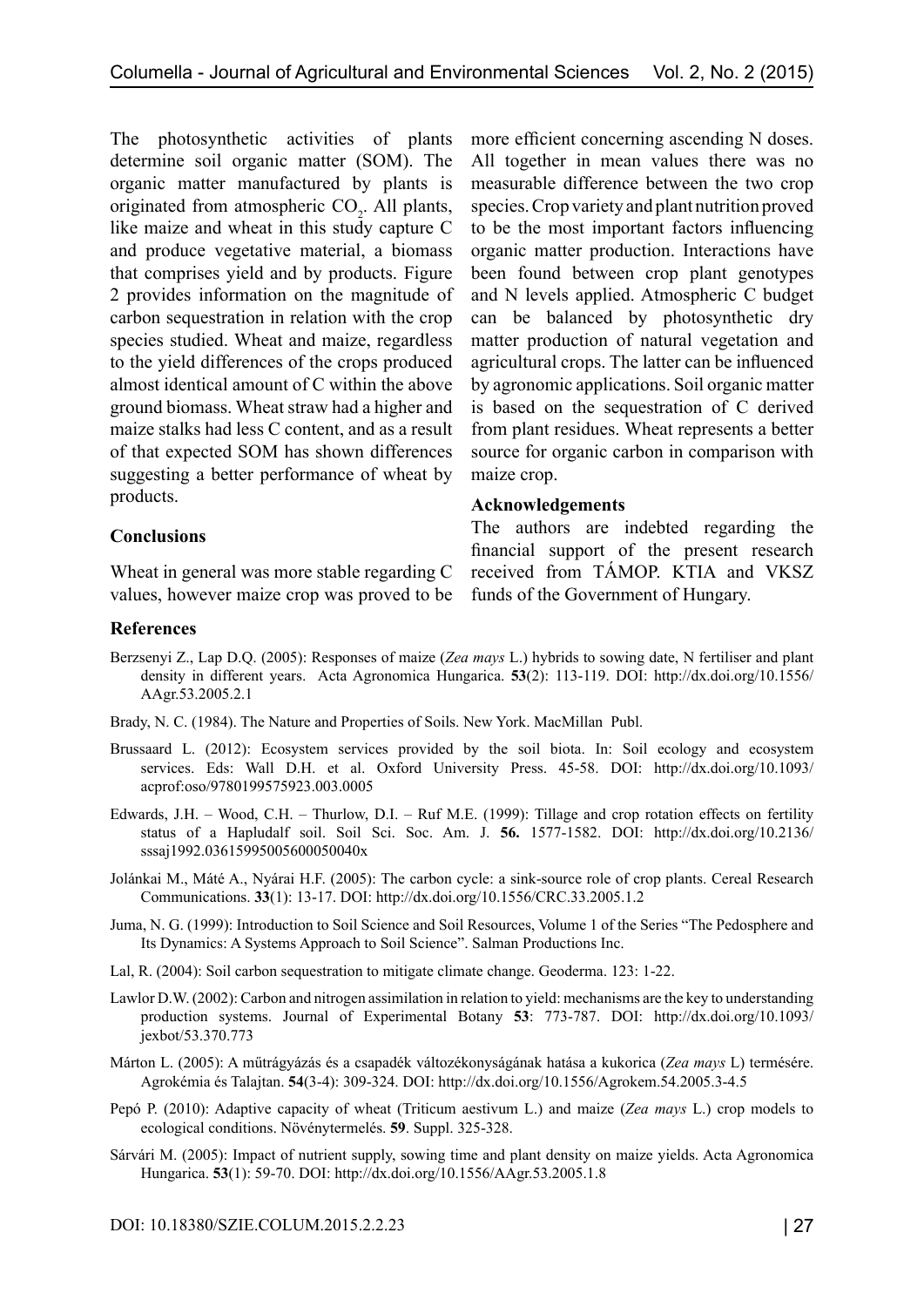The photosynthetic activities of plants determine soil organic matter (SOM). The organic matter manufactured by plants is originated from atmospheric $CO_2$. All plants, like maize and wheat in this study capture C and produce vegetative material, a biomass that comprises yield and by products. Figure 2 provides information on the magnitude of carbon sequestration in relation with the crop species studied. Wheat and maize, regardless to the yield differences of the crops produced almost identical amount of C within the above ground biomass. Wheat straw had a higher and maize stalks had less C content, and as a result of that expected SOM has shown differences suggesting a better performance of wheat by products.

## Conclusions

Wheat in general was more stable regarding C values, however maize crop was proved to be more efficient concerning ascending N doses. All together in mean values there was no measurable difference between the two crop species. Crop variety and plant nutrition proved to be the most important factors influencing organic matter production. Interactions have been found between crop plant genotypes and N levels applied. Atmospheric C budget can be balanced by photosynthetic dry matter production of natural vegetation and agricultural crops. The latter can be influenced by agronomic applications. Soil organic matter is based on the sequestration of C derived from plant residues. Wheat represents a better source for organic carbon in comparison with maize crop.

## Acknowledgements

The authors are indebted regarding the financial support of the present research received from TÁMOP. KTIA and VKSZ funds of the Government of Hungary.

## References

Berzsenyi Z., Lap D.Q. (2005): Responses of maize (*Zea mays* L.) hybrids to sowing date, N fertiliser and plant density in different years. Acta Agronomica Hungarica. **53**(2): 113-119. DOI: http://dx.doi.org/10.1556/AAgr.53.2005.2.1

Brady, N. C. (1984). The Nature and Properties of Soils. New York. MacMillan Publ.

Brussaard L. (2012): Ecosystem services provided by the soil biota. In: Soil ecology and ecosystem services. Eds: Wall D.H. et al. Oxford University Press. 45-58. DOI: http://dx.doi.org/10.1093/acprof:oso/9780199575923.003.0005

Edwards, J.H. – Wood, C.H. – Thurlow, D.I. – Ruf M.E. (1999): Tillage and crop rotation effects on fertility status of a Hapludalf soil. Soil Sci. Soc. Am. J. **56.** 1577-1582. DOI: http://dx.doi.org/10.2136/sssaj1992.03615995005600050040x

Jolánkai M., Máté A., Nyárai H.F. (2005): The carbon cycle: a sink-source role of crop plants. Cereal Research Communications. **33**(1): 13-17. DOI: http://dx.doi.org/10.1556/CRC.33.2005.1.2

Juma, N. G. (1999): Introduction to Soil Science and Soil Resources, Volume 1 of the Series "The Pedosphere and Its Dynamics: A Systems Approach to Soil Science". Salman Productions Inc.

Lal, R. (2004): Soil carbon sequestration to mitigate climate change. Geoderma. 123: 1-22.

Lawlor D.W. (2002): Carbon and nitrogen assimilation in relation to yield: mechanisms are the key to understanding production systems. Journal of Experimental Botany **53**: 773-787. DOI: http://dx.doi.org/10.1093/jexbot/53.370.773

Márton L. (2005): A műtrágyázás és a csapadék változékonyságának hatása a kukorica (*Zea mays* L) termésére. Agrokémia és Talajtan. **54**(3-4): 309-324. DOI: http://dx.doi.org/10.1556/Agrokem.54.2005.3-4.5

Pepó P. (2010): Adaptive capacity of wheat (Triticum aestivum L.) and maize (*Zea mays* L.) crop models to ecological conditions. Növénytermelés. **59**. Suppl. 325-328.

Sárvári M. (2005): Impact of nutrient supply, sowing time and plant density on maize yields. Acta Agronomica Hungarica. **53**(1): 59-70. DOI: http://dx.doi.org/10.1556/AAgr.53.2005.1.8